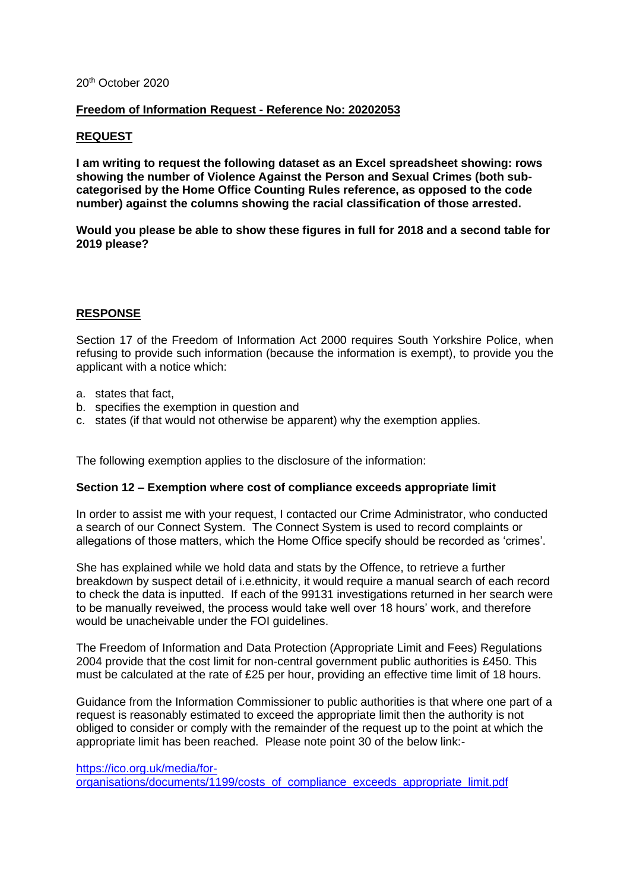20th October 2020

**Freedom of Information Request - Reference No: 20202053**

**REQUEST**

**I am writing to request the following dataset as an Excel spreadsheet showing: rows showing the number of Violence Against the Person and Sexual Crimes (both sub-categorised by the Home Office Counting Rules reference, as opposed to the code number) against the columns showing the racial classification of those arrested.**

**Would you please be able to show these figures in full for 2018 and a second table for 2019 please?**

**RESPONSE**

Section 17 of the Freedom of Information Act 2000 requires South Yorkshire Police, when refusing to provide such information (because the information is exempt), to provide you the applicant with a notice which:

a. states that fact,
b. specifies the exemption in question and
c. states (if that would not otherwise be apparent) why the exemption applies.

The following exemption applies to the disclosure of the information:

**Section 12 – Exemption where cost of compliance exceeds appropriate limit**

In order to assist me with your request, I contacted our Crime Administrator, who conducted a search of our Connect System. The Connect System is used to record complaints or allegations of those matters, which the Home Office specify should be recorded as 'crimes'.

She has explained while we hold data and stats by the Offence, to retrieve a further breakdown by suspect detail of i.e.ethnicity, it would require a manual search of each record to check the data is inputted. If each of the 99131 investigations returned in her search were to be manually reveiwed, the process would take well over 18 hours' work, and therefore would be unacheivable under the FOI guidelines.

The Freedom of Information and Data Protection (Appropriate Limit and Fees) Regulations 2004 provide that the cost limit for non-central government public authorities is £450. This must be calculated at the rate of £25 per hour, providing an effective time limit of 18 hours.

Guidance from the Information Commissioner to public authorities is that where one part of a request is reasonably estimated to exceed the appropriate limit then the authority is not obliged to consider or comply with the remainder of the request up to the point at which the appropriate limit has been reached. Please note point 30 of the below link:-

https://ico.org.uk/media/for-organisations/documents/1199/costs_of_compliance_exceeds_appropriate_limit.pdf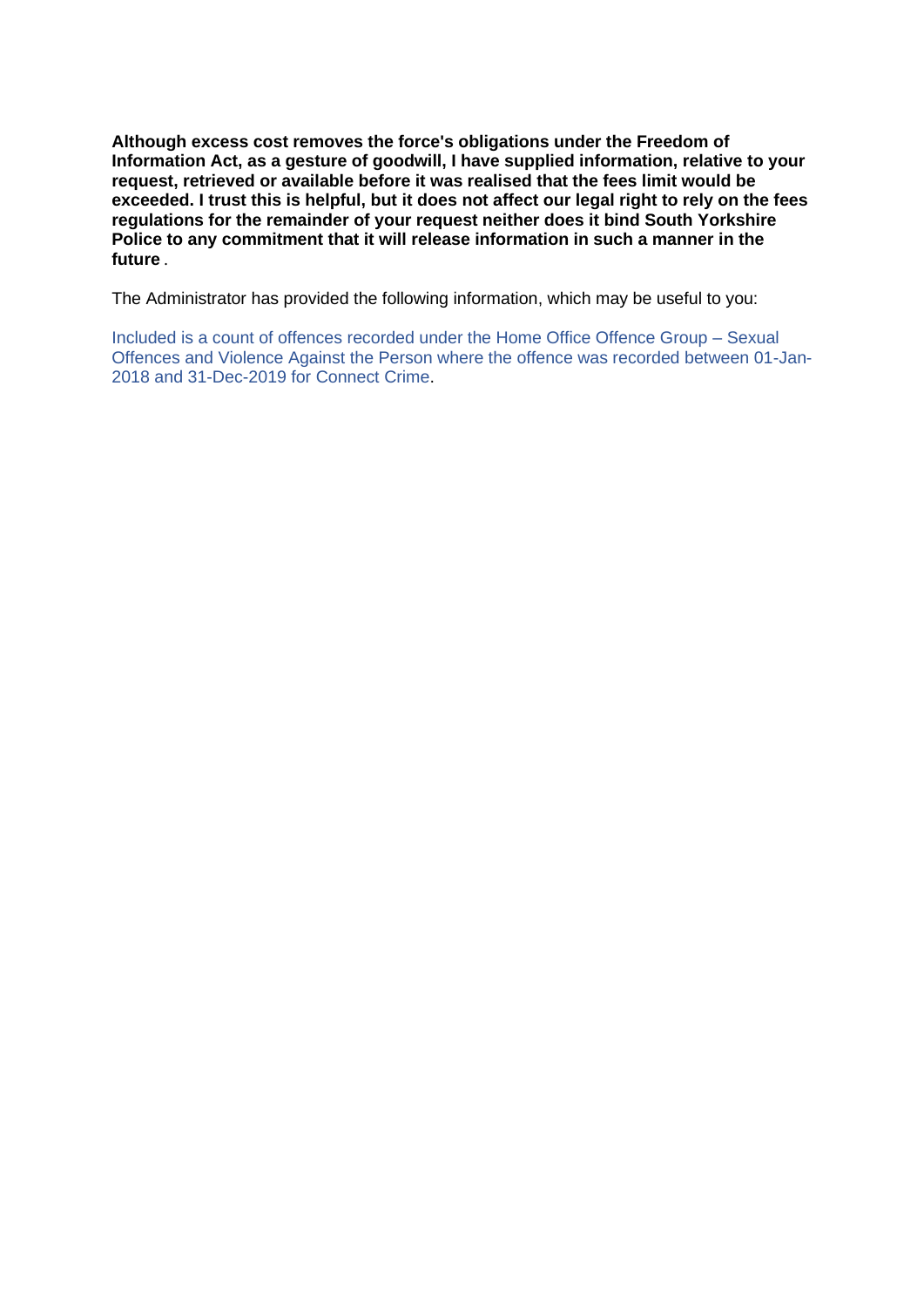**Although excess cost removes the force's obligations under the Freedom of Information Act, as a gesture of goodwill, I have supplied information, relative to your request, retrieved or available before it was realised that the fees limit would be exceeded. I trust this is helpful, but it does not affect our legal right to rely on the fees regulations for the remainder of your request neither does it bind South Yorkshire Police to any commitment that it will release information in such a manner in the future** .

The Administrator has provided the following information, which may be useful to you:

Included is a count of offences recorded under the Home Office Offence Group – Sexual Offences and Violence Against the Person where the offence was recorded between 01-Jan-2018 and 31-Dec-2019 for Connect Crime.